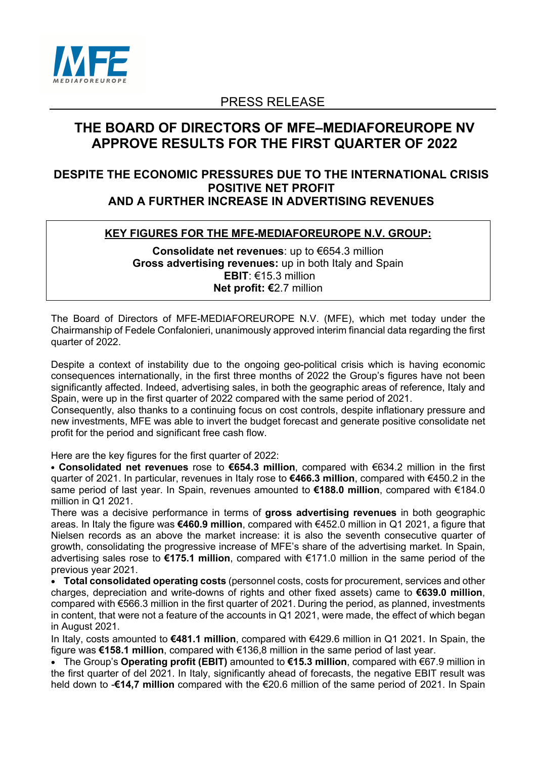PRESS RELEASE

# THE BOARD OF DIRECTORS OF MFE–MEDIAFOREUROPE NV APPROVE RESULTS FOR THE FIRST QUARTER OF 2022

## DESPITE THE ECONOMIC PRESSURES DUE TO THE INTERNATIONAL CRISIS POSITIVE NET PROFIT AND A FURTHER INCREASE IN ADVERTISING REVENUES

**KEY FIGURES FOR THE MFE-MEDIAFOREUROPE N.V. GROUP:**

**Consolidate net revenues**: up to €654.3 million
**Gross advertising revenues:** up in both Italy and Spain
**EBIT**: €15.3 million
**Net profit:** **€**2.7 million

The Board of Directors of MFE-MEDIAFOREUROPE N.V. (MFE), which met today under the Chairmanship of Fedele Confalonieri, unanimously approved interim financial data regarding the first quarter of 2022.

Despite a context of instability due to the ongoing geo-political crisis which is having economic consequences internationally, in the first three months of 2022 the Group's figures have not been significantly affected. Indeed, advertising sales, in both the geographic areas of reference, Italy and Spain, were up in the first quarter of 2022 compared with the same period of 2021.
Consequently, also thanks to a continuing focus on cost controls, despite inflationary pressure and new investments, MFE was able to invert the budget forecast and generate positive consolidate net profit for the period and significant free cash flow.

Here are the key figures for the first quarter of 2022:

- **Consolidated net revenues** rose to **€654.3 million**, compared with €634.2 million in the first quarter of 2021. In particular, revenues in Italy rose to **€466.3 million**, compared with €450.2 in the same period of last year. In Spain, revenues amounted to **€188.0 million**, compared with €184.0 million in Q1 2021.
There was a decisive performance in terms of **gross advertising revenues** in both geographic areas. In Italy the figure was **€460.9 million**, compared with €452.0 million in Q1 2021, a figure that Nielsen records as an above the market increase: it is also the seventh consecutive quarter of growth, consolidating the progressive increase of MFE's share of the advertising market. In Spain, advertising sales rose to **€175.1 million**, compared with €171.0 million in the same period of the previous year 2021.
- **Total consolidated operating costs** (personnel costs, costs for procurement, services and other charges, depreciation and write-downs of rights and other fixed assets) came to **€639.0 million**, compared with €566.3 million in the first quarter of 2021. During the period, as planned, investments in content, that were not a feature of the accounts in Q1 2021, were made, the effect of which began in August 2021.
In Italy, costs amounted to **€481.1 million**, compared with €429.6 million in Q1 2021. In Spain, the figure was **€158.1 million**, compared with €136,8 million in the same period of last year.
- The Group's **Operating profit (EBIT)** amounted to **€15.3 million**, compared with €67.9 million in the first quarter of del 2021. In Italy, significantly ahead of forecasts, the negative EBIT result was held down to -**€14,7 million** compared with the €20.6 million of the same period of 2021. In Spain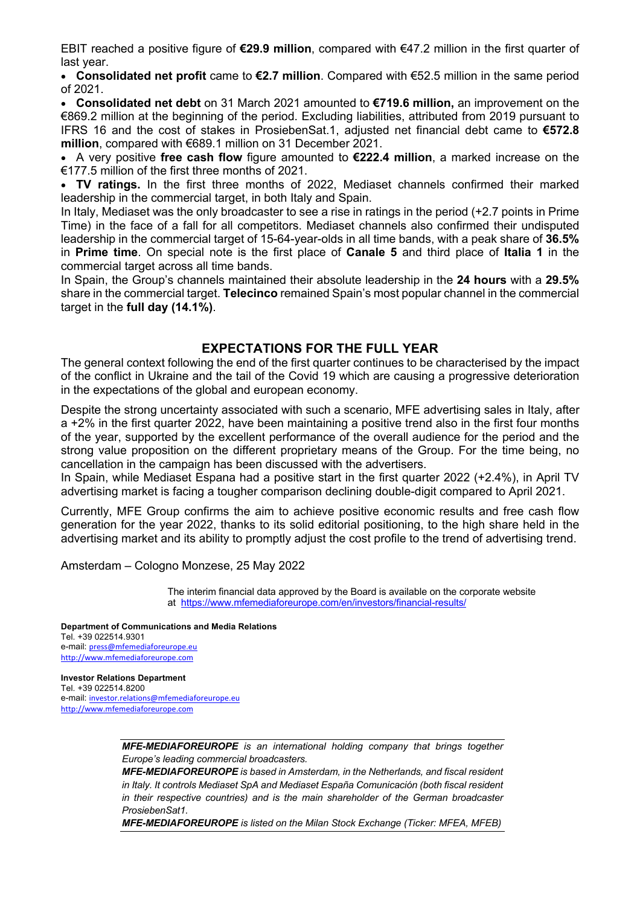EBIT reached a positive figure of **€29.9 million**, compared with €47.2 million in the first quarter of last year.

- **Consolidated net profit** came to **€2.7 million**. Compared with €52.5 million in the same period of 2021.
- **Consolidated net debt** on 31 March 2021 amounted to **€719.6 million,** an improvement on the €869.2 million at the beginning of the period. Excluding liabilities, attributed from 2019 pursuant to IFRS 16 and the cost of stakes in ProsiebenSat.1, adjusted net financial debt came to **€572.8 million**, compared with €689.1 million on 31 December 2021.
- A very positive **free cash flow** figure amounted to **€222.4 million**, a marked increase on the €177.5 million of the first three months of 2021.
- **TV ratings.** In the first three months of 2022, Mediaset channels confirmed their marked leadership in the commercial target, in both Italy and Spain.

In Italy, Mediaset was the only broadcaster to see a rise in ratings in the period (+2.7 points in Prime Time) in the face of a fall for all competitors. Mediaset channels also confirmed their undisputed leadership in the commercial target of 15-64-year-olds in all time bands, with a peak share of **36.5%** in **Prime time**. On special note is the first place of **Canale 5** and third place of **Italia 1** in the commercial target across all time bands.

In Spain, the Group's channels maintained their absolute leadership in the **24 hours** with a **29.5%** share in the commercial target. **Telecinco** remained Spain's most popular channel in the commercial target in the **full day (14.1%)**.

## EXPECTATIONS FOR THE FULL YEAR

The general context following the end of the first quarter continues to be characterised by the impact of the conflict in Ukraine and the tail of the Covid 19 which are causing a progressive deterioration in the expectations of the global and european economy.

Despite the strong uncertainty associated with such a scenario, MFE advertising sales in Italy, after a +2% in the first quarter 2022, have been maintaining a positive trend also in the first four months of the year, supported by the excellent performance of the overall audience for the period and the strong value proposition on the different proprietary means of the Group. For the time being, no cancellation in the campaign has been discussed with the advertisers.

In Spain, while Mediaset Espana had a positive start in the first quarter 2022 (+2.4%), in April TV advertising market is facing a tougher comparison declining double-digit compared to April 2021.

Currently, MFE Group confirms the aim to achieve positive economic results and free cash flow generation for the year 2022, thanks to its solid editorial positioning, to the high share held in the advertising market and its ability to promptly adjust the cost profile to the trend of advertising trend.

Amsterdam – Cologno Monzese, 25 May 2022

The interim financial data approved by the Board is available on the corporate website at https://www.mfemediaforeurope.com/en/investors/financial-results/

**Department of Communications and Media Relations**
Tel. +39 022514.9301
e-mail: press@mfemediaforeurope.eu
http://www.mfemediaforeurope.com

**Investor Relations Department**
Tel. +39 022514.8200
e-mail: investor.relations@mfemediaforeurope.eu
http://www.mfemediaforeurope.com

***MFE-MEDIAFOREUROPE*** *is an international holding company that brings together Europe's leading commercial broadcasters.*

***MFE-MEDIAFOREUROPE*** *is based in Amsterdam, in the Netherlands, and fiscal resident in Italy. It controls Mediaset SpA and Mediaset España Comunicación (both fiscal resident in their respective countries) and is the main shareholder of the German broadcaster ProsiebenSat1.*

***MFE-MEDIAFOREUROPE*** *is listed on the Milan Stock Exchange (Ticker: MFEA, MFEB)*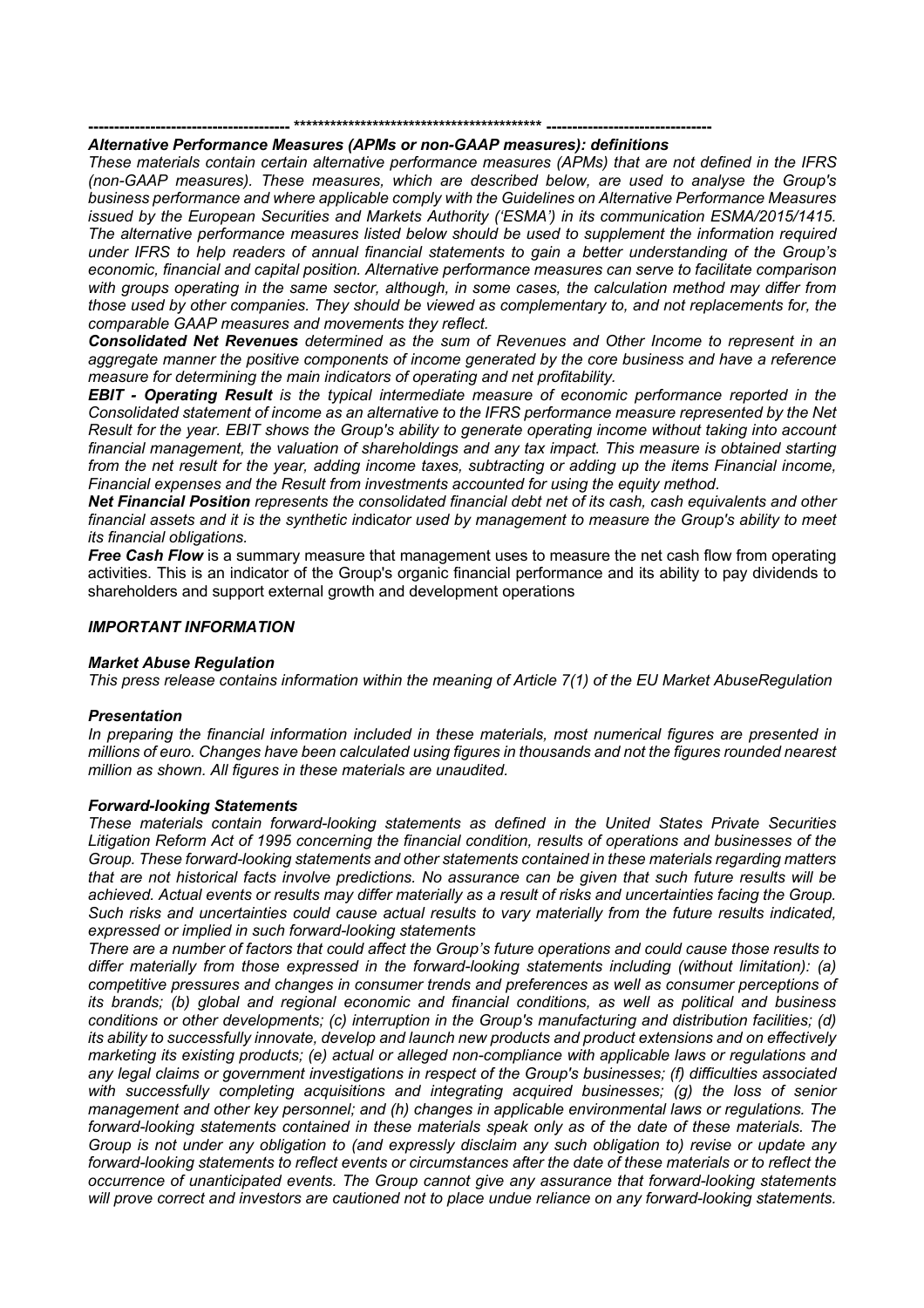--------------------------------------- ****************************************** --------------------------------

***Alternative Performance Measures (APMs or non-GAAP measures): definitions***

*These materials contain certain alternative performance measures (APMs) that are not defined in the IFRS (non-GAAP measures). These measures, which are described below, are used to analyse the Group's business performance and where applicable comply with the Guidelines on Alternative Performance Measures issued by the European Securities and Markets Authority ('ESMA') in its communication ESMA/2015/1415. The alternative performance measures listed below should be used to supplement the information required under IFRS to help readers of annual financial statements to gain a better understanding of the Group's economic, financial and capital position. Alternative performance measures can serve to facilitate comparison with groups operating in the same sector, although, in some cases, the calculation method may differ from those used by other companies. They should be viewed as complementary to, and not replacements for, the comparable GAAP measures and movements they reflect.*

***Consolidated Net Revenues*** *determined as the sum of Revenues and Other Income to represent in an aggregate manner the positive components of income generated by the core business and have a reference measure for determining the main indicators of operating and net profitability.*

***EBIT - Operating Result*** *is the typical intermediate measure of economic performance reported in the Consolidated statement of income as an alternative to the IFRS performance measure represented by the Net Result for the year. EBIT shows the Group's ability to generate operating income without taking into account financial management, the valuation of shareholdings and any tax impact. This measure is obtained starting from the net result for the year, adding income taxes, subtracting or adding up the items Financial income, Financial expenses and the Result from investments accounted for using the equity method.*

***Net Financial Position*** *represents the consolidated financial debt net of its cash, cash equivalents and other financial assets and it is the synthetic indicator used by management to measure the Group's ability to meet its financial obligations.*

***Free Cash Flow*** is a summary measure that management uses to measure the net cash flow from operating activities. This is an indicator of the Group's organic financial performance and its ability to pay dividends to shareholders and support external growth and development operations

***IMPORTANT INFORMATION***

***Market Abuse Regulation***

*This press release contains information within the meaning of Article 7(1) of the EU Market AbuseRegulation*

***Presentation***

*In preparing the financial information included in these materials, most numerical figures are presented in millions of euro. Changes have been calculated using figures in thousands and not the figures rounded nearest million as shown. All figures in these materials are unaudited.*

***Forward-looking Statements***

*These materials contain forward-looking statements as defined in the United States Private Securities Litigation Reform Act of 1995 concerning the financial condition, results of operations and businesses of the Group. These forward-looking statements and other statements contained in these materials regarding matters that are not historical facts involve predictions. No assurance can be given that such future results will be achieved. Actual events or results may differ materially as a result of risks and uncertainties facing the Group. Such risks and uncertainties could cause actual results to vary materially from the future results indicated, expressed or implied in such forward-looking statements*

*There are a number of factors that could affect the Group's future operations and could cause those results to differ materially from those expressed in the forward-looking statements including (without limitation): (a) competitive pressures and changes in consumer trends and preferences as well as consumer perceptions of its brands; (b) global and regional economic and financial conditions, as well as political and business conditions or other developments; (c) interruption in the Group's manufacturing and distribution facilities; (d) its ability to successfully innovate, develop and launch new products and product extensions and on effectively marketing its existing products; (e) actual or alleged non-compliance with applicable laws or regulations and any legal claims or government investigations in respect of the Group's businesses; (f) difficulties associated with successfully completing acquisitions and integrating acquired businesses; (g) the loss of senior management and other key personnel; and (h) changes in applicable environmental laws or regulations. The forward-looking statements contained in these materials speak only as of the date of these materials. The Group is not under any obligation to (and expressly disclaim any such obligation to) revise or update any forward-looking statements to reflect events or circumstances after the date of these materials or to reflect the occurrence of unanticipated events. The Group cannot give any assurance that forward-looking statements will prove correct and investors are cautioned not to place undue reliance on any forward-looking statements.*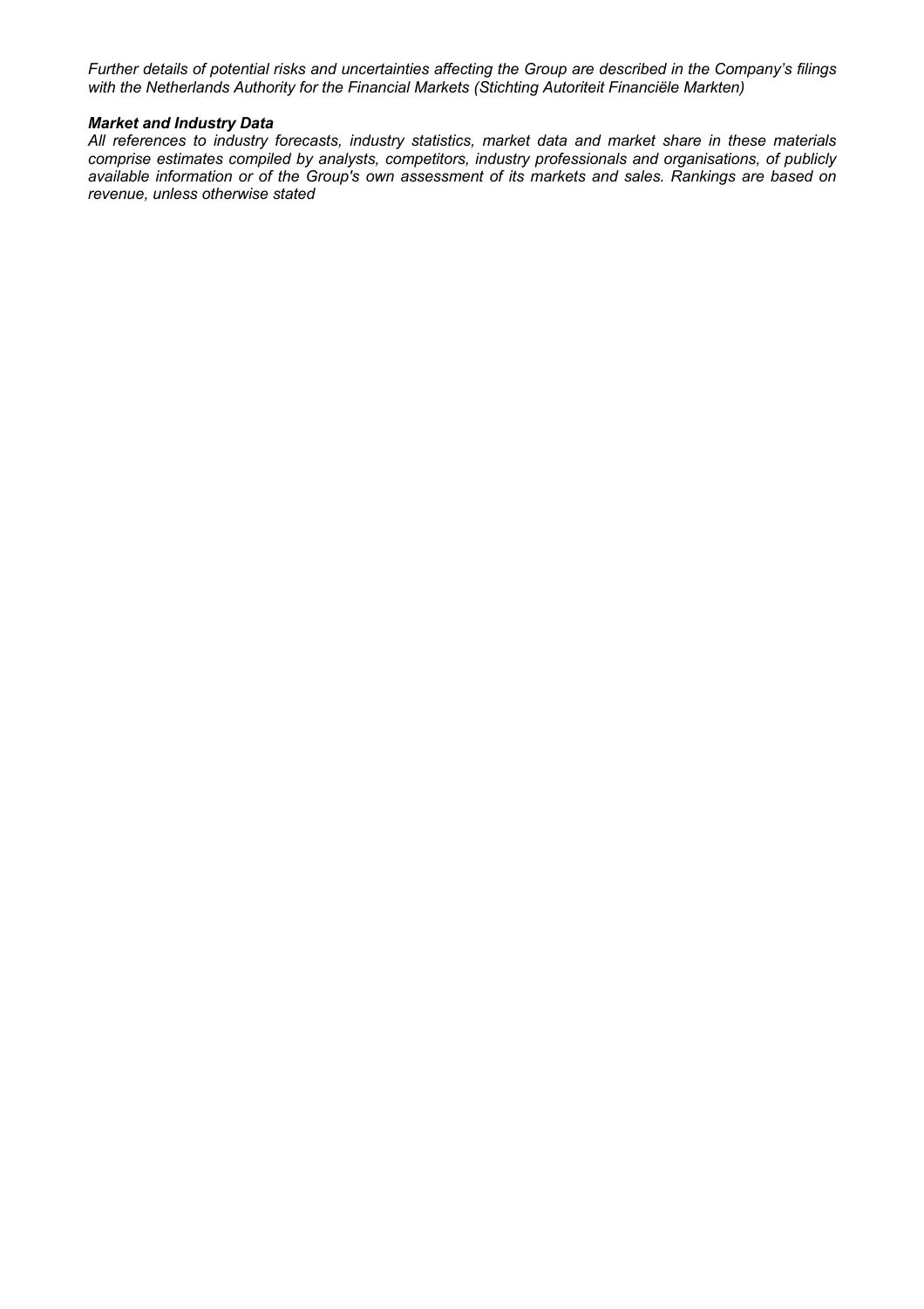*Further details of potential risks and uncertainties affecting the Group are described in the Company's filings with the Netherlands Authority for the Financial Markets (Stichting Autoriteit Financiële Markten)*

***Market and Industry Data***

*All references to industry forecasts, industry statistics, market data and market share in these materials comprise estimates compiled by analysts, competitors, industry professionals and organisations, of publicly available information or of the Group's own assessment of its markets and sales. Rankings are based on revenue, unless otherwise stated*